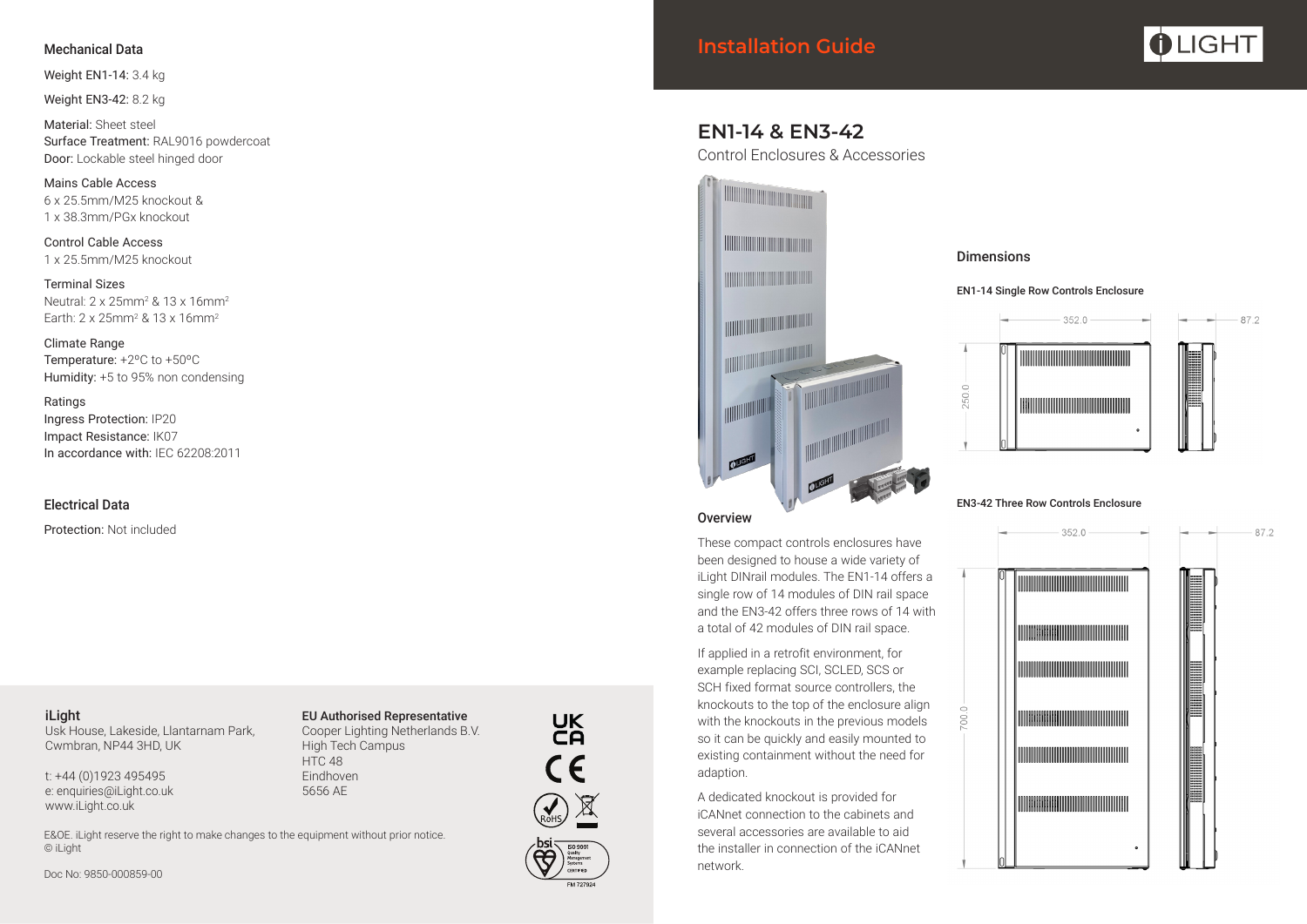# Installation Guide

## EN1-14 & EN3-42

Control Enclosures & Accessories

### Overview

These compact controls enclosures have been designed to house a wide variety of iLight DINrail modules. The EN1-14 offers a single row of 14 modules of DIN rail space and the EN3-42 offers three rows of 14 with a total of 42 modules of DIN rail space.

If applied in a retrofit environment, for example replacing SCI, SCLED, SCS or SCH fixed format source controllers, the knockouts to the top of the enclosure align with the knockouts in the previous models so it can be quickly and easily mounted to existing containment without the need for adaption.

A dedicated knockout is provided for iCANnet connection to the cabinets and several accessories are available to aid the installer in connection of the iCANnet network.

### Dimensions

**EN1-14 Single Row Controls Enclosure**

352.0 × 250.0 × 87.2

**EN3-42 Three Row Controls Enclosure**

352.0 × 700.0 × 87.2

### Mechanical Data

Weight EN1-14: 3.4 kg

Weight EN3-42: 8.2 kg

Material: Sheet steel
Surface Treatment: RAL9016 powdercoat
Door: Lockable steel hinged door

Mains Cable Access
6 x 25.5mm/M25 knockout &
1 x 38.3mm/PGx knockout

Control Cable Access
1 x 25.5mm/M25 knockout

Terminal Sizes
Neutral: 2 x 25mm$^2$ & 13 x 16mm$^2$
Earth: 2 x 25mm$^2$ & 13 x 16mm$^2$

Climate Range
Temperature: +2°C to +50°C
Humidity: +5 to 95% non condensing

Ratings
Ingress Protection: IP20
Impact Resistance: IK07
In accordance with: IEC 62208:2011

### Electrical Data

Protection: Not included

**iLight**
Usk House, Lakeside, Llantarnam Park,
Cwmbran, NP44 3HD, UK

t: +44 (0)1923 495495
e: enquiries@iLight.co.uk
www.iLight.co.uk

**EU Authorised Representative**
Cooper Lighting Netherlands B.V.
High Tech Campus
HTC 48
Eindhoven
5656 AE

E&OE. iLight reserve the right to make changes to the equipment without prior notice.
© iLight

Doc No: 9850-000859-00

FM 727924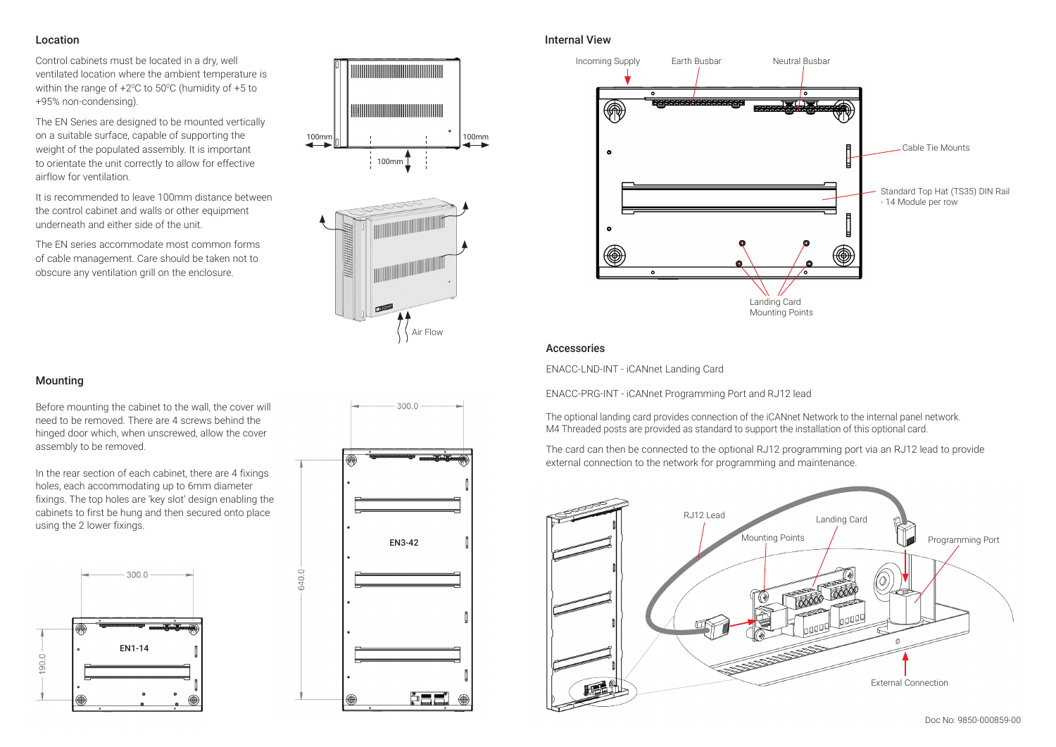## Location

Control cabinets must be located in a dry, well ventilated location where the ambient temperature is within the range of +2°C to 50°C (humidity of +5 to +95% non-condensing).

The EN Series are designed to be mounted vertically on a suitable surface, capable of supporting the weight of the populated assembly. It is important to orientate the unit correctly to allow for effective airflow for ventilation.

It is recommended to leave 100mm distance between the control cabinet and walls or other equipment underneath and either side of the unit.

The EN series accommodate most common forms of cable management. Care should be taken not to obscure any ventilation grill on the enclosure.

100mm
100mm
100mm
Air Flow

## Mounting

Before mounting the cabinet to the wall, the cover will need to be removed. There are 4 screws behind the hinged door which, when unscrewed, allow the cover assembly to be removed.

In the rear section of each cabinet, there are 4 fixings holes, each accommodating up to 6mm diameter fixings. The top holes are 'key slot' design enabling the cabinets to first be hung and then secured onto place using the 2 lower fixings.

300.0
190.0
EN1-14

300.0
640.0
EN3-42

## Internal View

Incoming Supply
Earth Busbar
Neutral Busbar
Cable Tie Mounts
Standard Top Hat (TS35) DIN Rail - 14 Module per row
Landing Card Mounting Points

## Accessories

ENACC-LND-INT - iCANnet Landing Card

ENACC-PRG-INT - iCANnet Programming Port and RJ12 lead

The optional landing card provides connection of the iCANnet Network to the internal panel network. M4 Threaded posts are provided as standard to support the installation of this optional card.

The card can then be connected to the optional RJ12 programming port via an RJ12 lead to provide external connection to the network for programming and maintenance.

RJ12 Lead
Landing Card
Mounting Points
Programming Port
External Connection

Doc No: 9850-000859-00